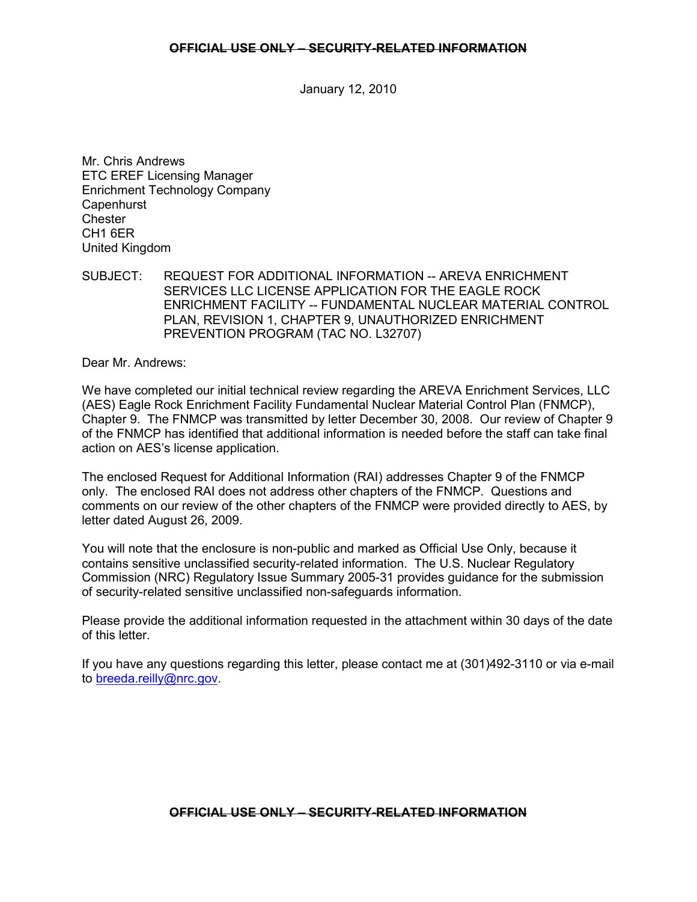~~OFFICIAL USE ONLY – SECURITY-RELATED INFORMATION~~

January 12, 2010

Mr. Chris Andrews
ETC EREF Licensing Manager
Enrichment Technology Company
Capenhurst
Chester
CH1 6ER
United Kingdom

SUBJECT: REQUEST FOR ADDITIONAL INFORMATION -- AREVA ENRICHMENT SERVICES LLC LICENSE APPLICATION FOR THE EAGLE ROCK ENRICHMENT FACILITY -- FUNDAMENTAL NUCLEAR MATERIAL CONTROL PLAN, REVISION 1, CHAPTER 9, UNAUTHORIZED ENRICHMENT PREVENTION PROGRAM (TAC NO. L32707)

Dear Mr. Andrews:

We have completed our initial technical review regarding the AREVA Enrichment Services, LLC (AES) Eagle Rock Enrichment Facility Fundamental Nuclear Material Control Plan (FNMCP), Chapter 9. The FNMCP was transmitted by letter December 30, 2008. Our review of Chapter 9 of the FNMCP has identified that additional information is needed before the staff can take final action on AES's license application.

The enclosed Request for Additional Information (RAI) addresses Chapter 9 of the FNMCP only. The enclosed RAI does not address other chapters of the FNMCP. Questions and comments on our review of the other chapters of the FNMCP were provided directly to AES, by letter dated August 26, 2009.

You will note that the enclosure is non-public and marked as Official Use Only, because it contains sensitive unclassified security-related information. The U.S. Nuclear Regulatory Commission (NRC) Regulatory Issue Summary 2005-31 provides guidance for the submission of security-related sensitive unclassified non-safeguards information.

Please provide the additional information requested in the attachment within 30 days of the date of this letter.

If you have any questions regarding this letter, please contact me at (301)492-3110 or via e-mail to breeda.reilly@nrc.gov.

~~OFFICIAL USE ONLY – SECURITY-RELATED INFORMATION~~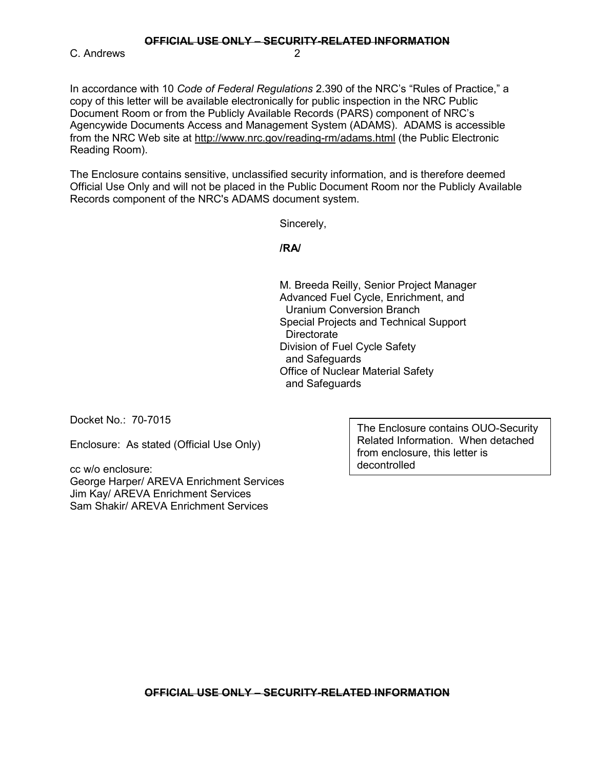In accordance with 10 *Code of Federal Regulations* 2.390 of the NRC's "Rules of Practice," a copy of this letter will be available electronically for public inspection in the NRC Public Document Room or from the Publicly Available Records (PARS) component of NRC's Agencywide Documents Access and Management System (ADAMS). ADAMS is accessible from the NRC Web site at http://www.nrc.gov/reading-rm/adams.html (the Public Electronic Reading Room).

The Enclosure contains sensitive, unclassified security information, and is therefore deemed Official Use Only and will not be placed in the Public Document Room nor the Publicly Available Records component of the NRC's ADAMS document system.

Sincerely,

**/RA/**

M. Breeda Reilly, Senior Project Manager
Advanced Fuel Cycle, Enrichment, and Uranium Conversion Branch
Special Projects and Technical Support Directorate
Division of Fuel Cycle Safety and Safeguards
Office of Nuclear Material Safety and Safeguards

Docket No.: 70-7015

Enclosure: As stated (Official Use Only)

cc w/o enclosure:
George Harper/ AREVA Enrichment Services
Jim Kay/ AREVA Enrichment Services
Sam Shakir/ AREVA Enrichment Services

The Enclosure contains OUO-Security Related Information. When detached from enclosure, this letter is decontrolled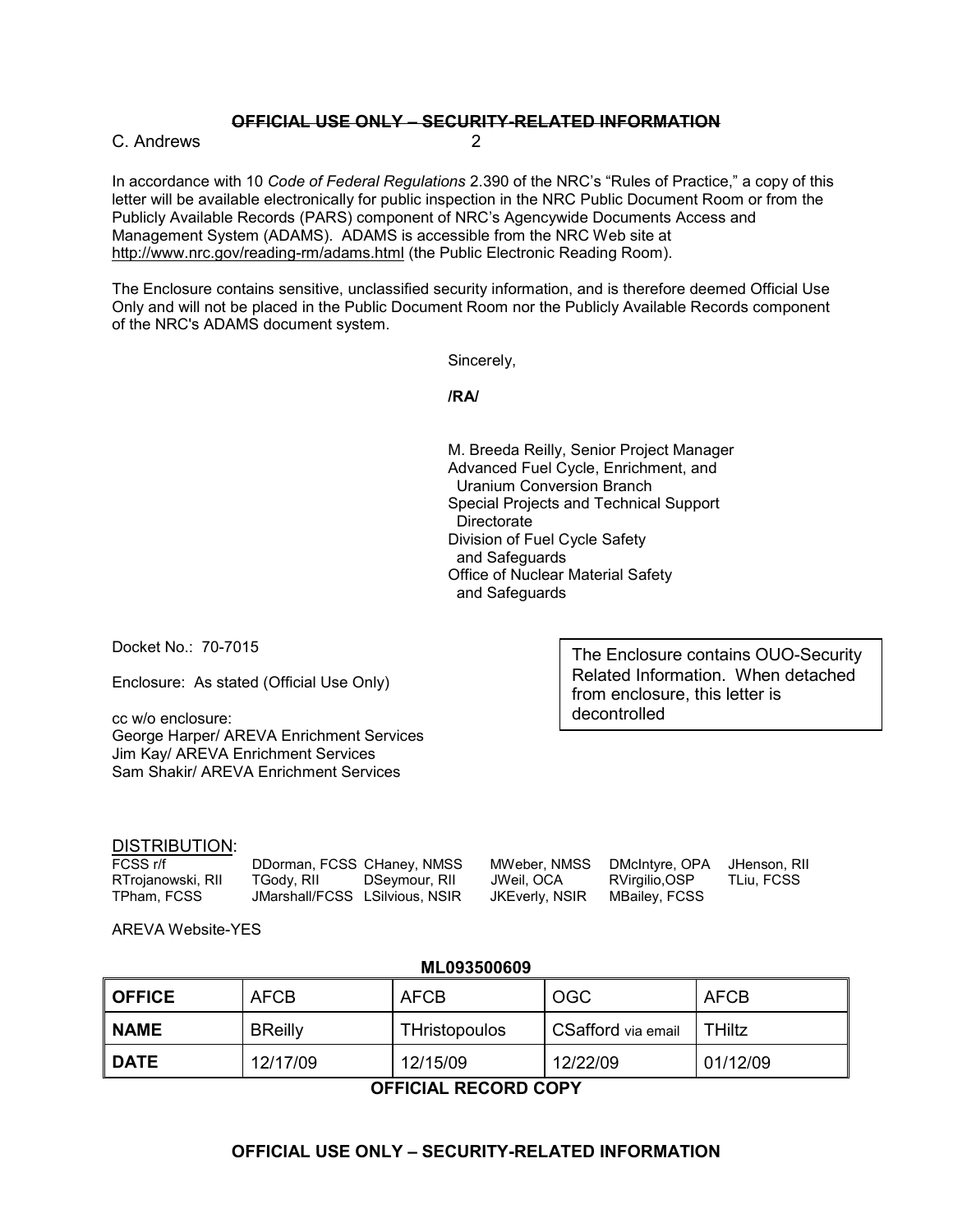~~OFFICIAL USE ONLY – SECURITY-RELATED INFORMATION~~

In accordance with 10 *Code of Federal Regulations* 2.390 of the NRC's "Rules of Practice," a copy of this letter will be available electronically for public inspection in the NRC Public Document Room or from the Publicly Available Records (PARS) component of NRC's Agencywide Documents Access and Management System (ADAMS). ADAMS is accessible from the NRC Web site at http://www.nrc.gov/reading-rm/adams.html (the Public Electronic Reading Room).

The Enclosure contains sensitive, unclassified security information, and is therefore deemed Official Use Only and will not be placed in the Public Document Room nor the Publicly Available Records component of the NRC's ADAMS document system.

Sincerely,

**/RA/**

M. Breeda Reilly, Senior Project Manager
Advanced Fuel Cycle, Enrichment, and Uranium Conversion Branch
Special Projects and Technical Support Directorate
Division of Fuel Cycle Safety and Safeguards
Office of Nuclear Material Safety and Safeguards

Docket No.: 70-7015

Enclosure: As stated (Official Use Only)

cc w/o enclosure:
George Harper/ AREVA Enrichment Services
Jim Kay/ AREVA Enrichment Services
Sam Shakir/ AREVA Enrichment Services

The Enclosure contains OUO-Security Related Information. When detached from enclosure, this letter is decontrolled

DISTRIBUTION:

| | | | | | |
|---|---|---|---|---|---|
| FCSS r/f | DDorman, FCSS | CHaney, NMSS | MWeber, NMSS | DMcIntyre, OPA | JHenson, RII |
| RTrojanowski, RII | TGody, RII | DSeymour, RII | JWeil, OCA | RVirgilio,OSP | TLiu, FCSS |
| TPham, FCSS | JMarshall/FCSS | LSilvious, NSIR | JKEverly, NSIR | MBailey, FCSS | |

AREVA Website-YES

**ML093500609**

| **OFFICE** | AFCB | AFCB | OGC | AFCB |
|---|---|---|---|---|
| **NAME** | BReilly | THristopoulos | CSafford via email | THiltz |
| **DATE** | 12/17/09 | 12/15/09 | 12/22/09 | 01/12/09 |

**OFFICIAL RECORD COPY**

**OFFICIAL USE ONLY – SECURITY-RELATED INFORMATION**